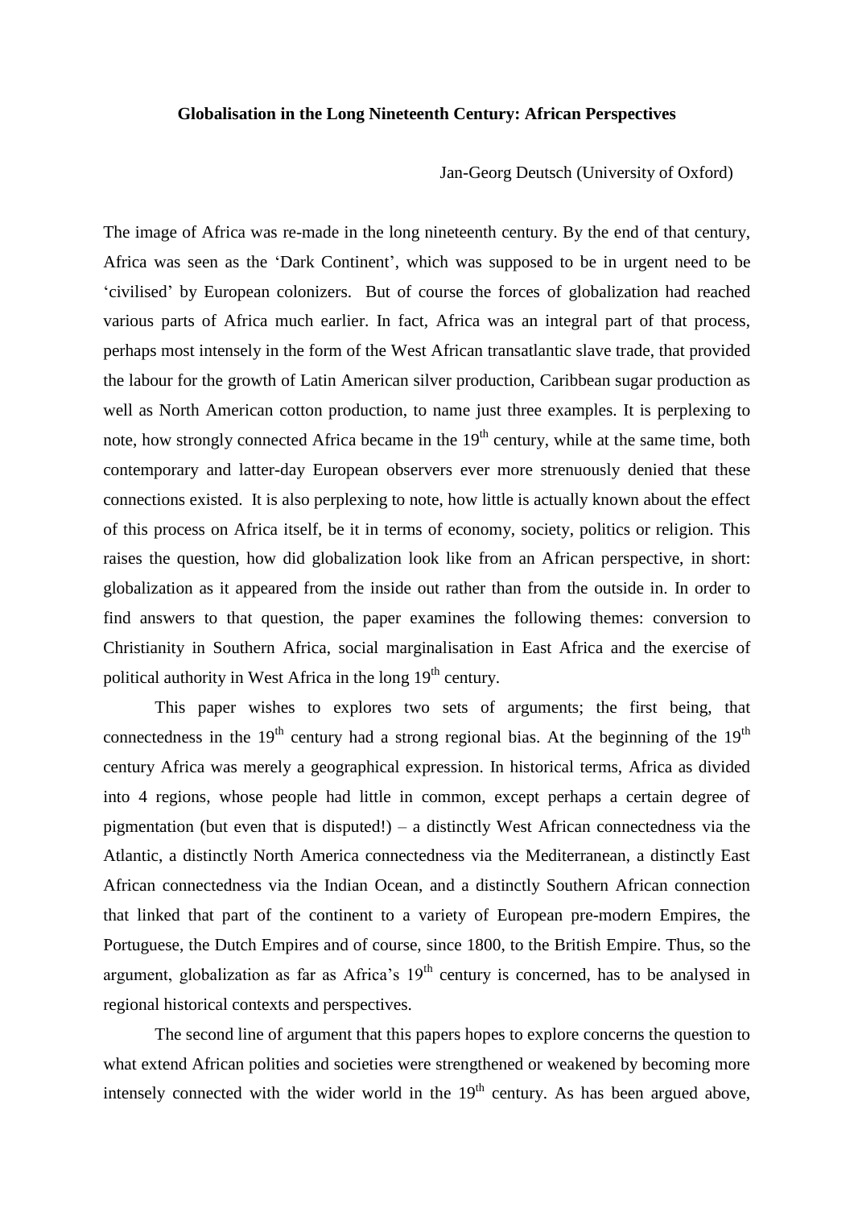**Globalisation in the Long Nineteenth Century: African Perspectives**

Jan-Georg Deutsch (University of Oxford)

The image of Africa was re-made in the long nineteenth century. By the end of that century, Africa was seen as the 'Dark Continent', which was supposed to be in urgent need to be 'civilised' by European colonizers. But of course the forces of globalization had reached various parts of Africa much earlier. In fact, Africa was an integral part of that process, perhaps most intensely in the form of the West African transatlantic slave trade, that provided the labour for the growth of Latin American silver production, Caribbean sugar production as well as North American cotton production, to name just three examples. It is perplexing to note, how strongly connected Africa became in the 19th century, while at the same time, both contemporary and latter-day European observers ever more strenuously denied that these connections existed. It is also perplexing to note, how little is actually known about the effect of this process on Africa itself, be it in terms of economy, society, politics or religion. This raises the question, how did globalization look like from an African perspective, in short: globalization as it appeared from the inside out rather than from the outside in. In order to find answers to that question, the paper examines the following themes: conversion to Christianity in Southern Africa, social marginalisation in East Africa and the exercise of political authority in West Africa in the long 19th century.

This paper wishes to explores two sets of arguments; the first being, that connectedness in the 19th century had a strong regional bias. At the beginning of the 19th century Africa was merely a geographical expression. In historical terms, Africa as divided into 4 regions, whose people had little in common, except perhaps a certain degree of pigmentation (but even that is disputed!) – a distinctly West African connectedness via the Atlantic, a distinctly North America connectedness via the Mediterranean, a distinctly East African connectedness via the Indian Ocean, and a distinctly Southern African connection that linked that part of the continent to a variety of European pre-modern Empires, the Portuguese, the Dutch Empires and of course, since 1800, to the British Empire. Thus, so the argument, globalization as far as Africa's 19th century is concerned, has to be analysed in regional historical contexts and perspectives.

The second line of argument that this papers hopes to explore concerns the question to what extend African polities and societies were strengthened or weakened by becoming more intensely connected with the wider world in the 19th century. As has been argued above,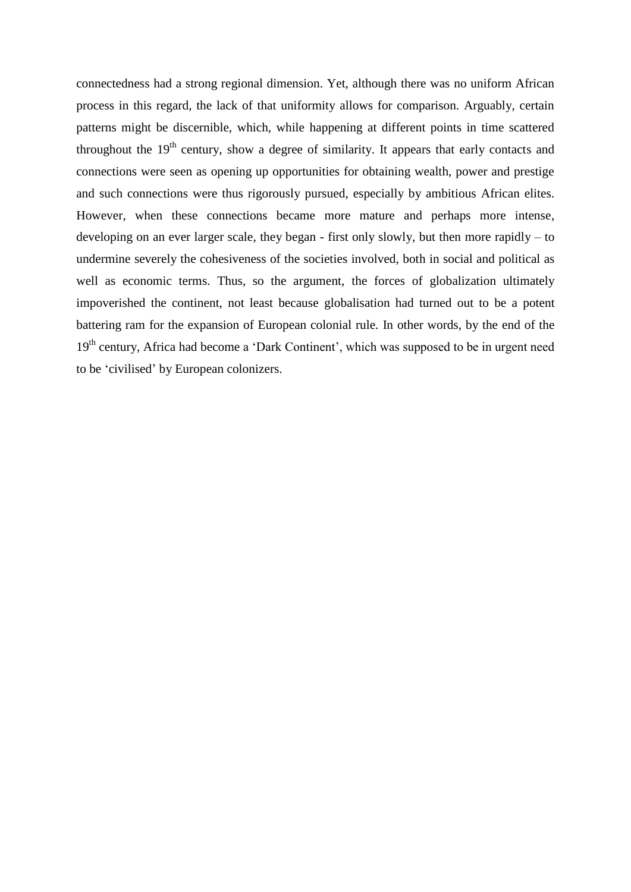connectedness had a strong regional dimension. Yet, although there was no uniform African process in this regard, the lack of that uniformity allows for comparison. Arguably, certain patterns might be discernible, which, while happening at different points in time scattered throughout the 19th century, show a degree of similarity. It appears that early contacts and connections were seen as opening up opportunities for obtaining wealth, power and prestige and such connections were thus rigorously pursued, especially by ambitious African elites. However, when these connections became more mature and perhaps more intense, developing on an ever larger scale, they began - first only slowly, but then more rapidly – to undermine severely the cohesiveness of the societies involved, both in social and political as well as economic terms. Thus, so the argument, the forces of globalization ultimately impoverished the continent, not least because globalisation had turned out to be a potent battering ram for the expansion of European colonial rule. In other words, by the end of the 19th century, Africa had become a 'Dark Continent', which was supposed to be in urgent need to be 'civilised' by European colonizers.